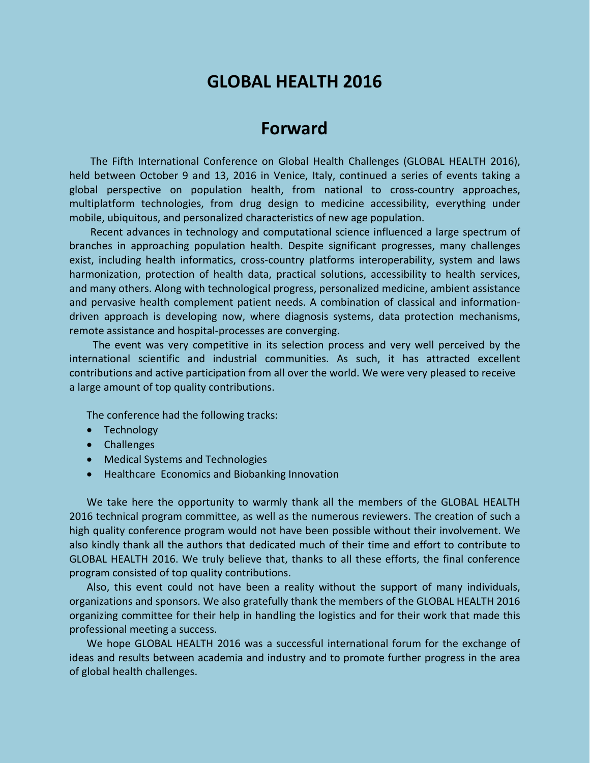# GLOBAL HEALTH 2016

## Forward

The Fifth International Conference on Global Health Challenges (GLOBAL HEALTH 2016), held between October 9 and 13, 2016 in Venice, Italy, continued a series of events taking a global perspective on population health, from national to cross-country approaches, multiplatform technologies, from drug design to medicine accessibility, everything under mobile, ubiquitous, and personalized characteristics of new age population.

Recent advances in technology and computational science influenced a large spectrum of branches in approaching population health. Despite significant progresses, many challenges exist, including health informatics, cross-country platforms interoperability, system and laws harmonization, protection of health data, practical solutions, accessibility to health services, and many others. Along with technological progress, personalized medicine, ambient assistance and pervasive health complement patient needs. A combination of classical and information-driven approach is developing now, where diagnosis systems, data protection mechanisms, remote assistance and hospital-processes are converging.

The event was very competitive in its selection process and very well perceived by the international scientific and industrial communities. As such, it has attracted excellent contributions and active participation from all over the world. We were very pleased to receive a large amount of top quality contributions.

The conference had the following tracks:

- Technology
- Challenges
- Medical Systems and Technologies
- Healthcare Economics and Biobanking Innovation

We take here the opportunity to warmly thank all the members of the GLOBAL HEALTH 2016 technical program committee, as well as the numerous reviewers. The creation of such a high quality conference program would not have been possible without their involvement. We also kindly thank all the authors that dedicated much of their time and effort to contribute to GLOBAL HEALTH 2016. We truly believe that, thanks to all these efforts, the final conference program consisted of top quality contributions.

Also, this event could not have been a reality without the support of many individuals, organizations and sponsors. We also gratefully thank the members of the GLOBAL HEALTH 2016 organizing committee for their help in handling the logistics and for their work that made this professional meeting a success.

We hope GLOBAL HEALTH 2016 was a successful international forum for the exchange of ideas and results between academia and industry and to promote further progress in the area of global health challenges.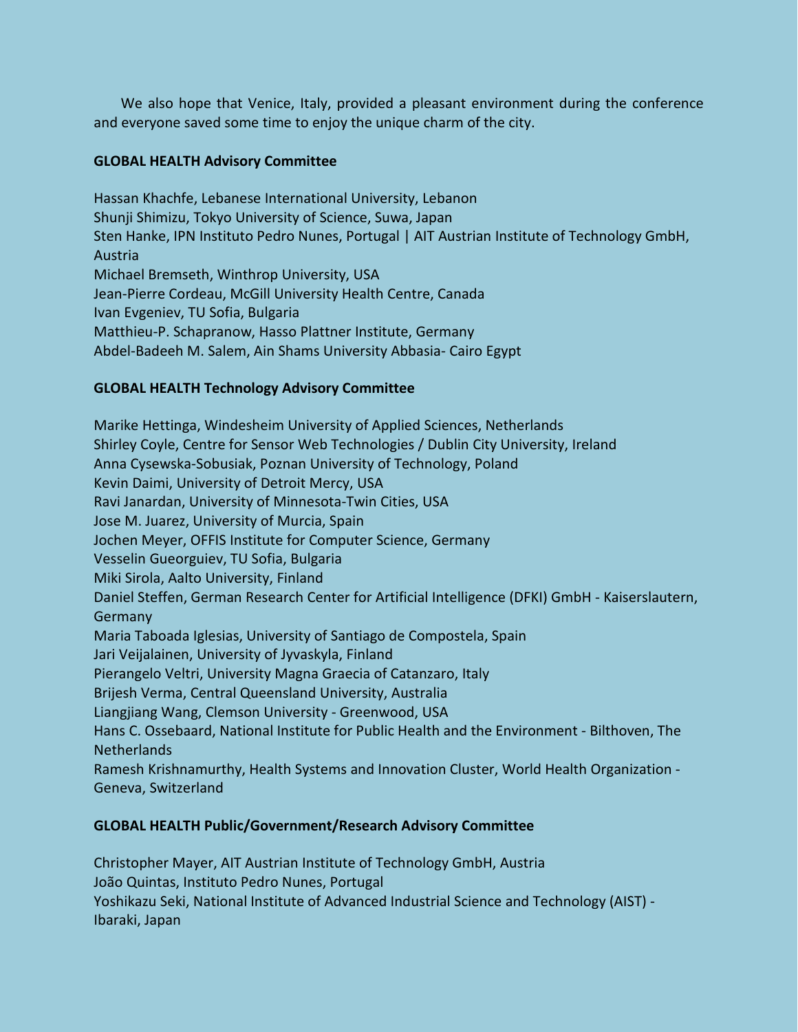We also hope that Venice, Italy, provided a pleasant environment during the conference and everyone saved some time to enjoy the unique charm of the city.

**GLOBAL HEALTH Advisory Committee**

Hassan Khachfe, Lebanese International University, Lebanon
Shunji Shimizu, Tokyo University of Science, Suwa, Japan
Sten Hanke, IPN Instituto Pedro Nunes, Portugal | AIT Austrian Institute of Technology GmbH, Austria
Michael Bremseth, Winthrop University, USA
Jean-Pierre Cordeau, McGill University Health Centre, Canada
Ivan Evgeniev, TU Sofia, Bulgaria
Matthieu-P. Schapranow, Hasso Plattner Institute, Germany
Abdel-Badeeh M. Salem, Ain Shams University Abbasia- Cairo Egypt

**GLOBAL HEALTH Technology Advisory Committee**

Marike Hettinga, Windesheim University of Applied Sciences, Netherlands
Shirley Coyle, Centre for Sensor Web Technologies / Dublin City University, Ireland
Anna Cysewska-Sobusiak, Poznan University of Technology, Poland
Kevin Daimi, University of Detroit Mercy, USA
Ravi Janardan, University of Minnesota-Twin Cities, USA
Jose M. Juarez, University of Murcia, Spain
Jochen Meyer, OFFIS Institute for Computer Science, Germany
Vesselin Gueorguiev, TU Sofia, Bulgaria
Miki Sirola, Aalto University, Finland
Daniel Steffen, German Research Center for Artificial Intelligence (DFKI) GmbH - Kaiserslautern, Germany
Maria Taboada Iglesias, University of Santiago de Compostela, Spain
Jari Veijalainen, University of Jyvaskyla, Finland
Pierangelo Veltri, University Magna Graecia of Catanzaro, Italy
Brijesh Verma, Central Queensland University, Australia
Liangjiang Wang, Clemson University - Greenwood, USA
Hans C. Ossebaard, National Institute for Public Health and the Environment - Bilthoven, The Netherlands
Ramesh Krishnamurthy, Health Systems and Innovation Cluster, World Health Organization - Geneva, Switzerland

**GLOBAL HEALTH Public/Government/Research Advisory Committee**

Christopher Mayer, AIT Austrian Institute of Technology GmbH, Austria
João Quintas, Instituto Pedro Nunes, Portugal
Yoshikazu Seki, National Institute of Advanced Industrial Science and Technology (AIST) - Ibaraki, Japan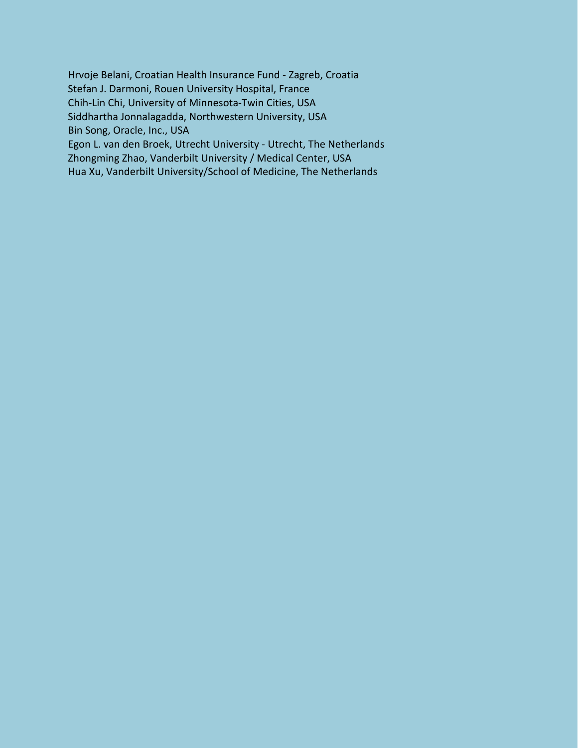Hrvoje Belani, Croatian Health Insurance Fund - Zagreb, Croatia
Stefan J. Darmoni, Rouen University Hospital, France
Chih-Lin Chi, University of Minnesota-Twin Cities, USA
Siddhartha Jonnalagadda, Northwestern University, USA
Bin Song, Oracle, Inc., USA
Egon L. van den Broek, Utrecht University - Utrecht, The Netherlands
Zhongming Zhao, Vanderbilt University / Medical Center, USA
Hua Xu, Vanderbilt University/School of Medicine, The Netherlands